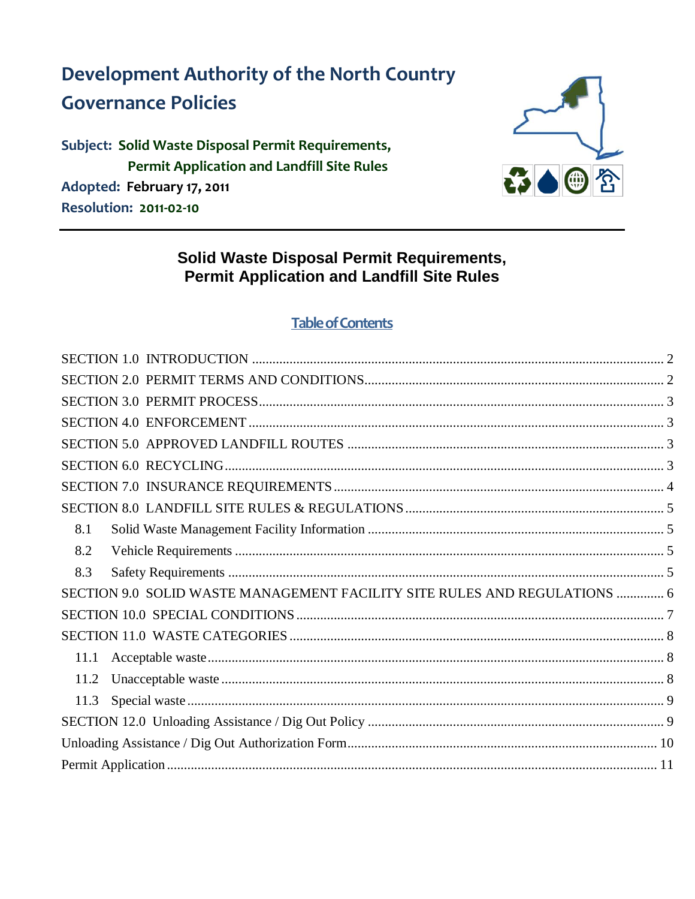# Development Authority of the North Country
# Governance Policies

**Subject: Solid Waste Disposal Permit Requirements, Permit Application and Landfill Site Rules**
**Adopted: February 17, 2011**
**Resolution: 2011-02-10**

---

## Solid Waste Disposal Permit Requirements, Permit Application and Landfill Site Rules

### Table of Contents

SECTION 1.0 INTRODUCTION ..... 2
SECTION 2.0 PERMIT TERMS AND CONDITIONS ..... 2
SECTION 3.0 PERMIT PROCESS ..... 3
SECTION 4.0 ENFORCEMENT ..... 3
SECTION 5.0 APPROVED LANDFILL ROUTES ..... 3
SECTION 6.0 RECYCLING ..... 3
SECTION 7.0 INSURANCE REQUIREMENTS ..... 4
SECTION 8.0 LANDFILL SITE RULES & REGULATIONS ..... 5
- 8.1 Solid Waste Management Facility Information ..... 5
- 8.2 Vehicle Requirements ..... 5
- 8.3 Safety Requirements ..... 5

SECTION 9.0 SOLID WASTE MANAGEMENT FACILITY SITE RULES AND REGULATIONS ..... 6
SECTION 10.0 SPECIAL CONDITIONS ..... 7
SECTION 11.0 WASTE CATEGORIES ..... 8
- 11.1 Acceptable waste ..... 8
- 11.2 Unacceptable waste ..... 8
- 11.3 Special waste ..... 9

SECTION 12.0 Unloading Assistance / Dig Out Policy ..... 9
Unloading Assistance / Dig Out Authorization Form ..... 10
Permit Application ..... 11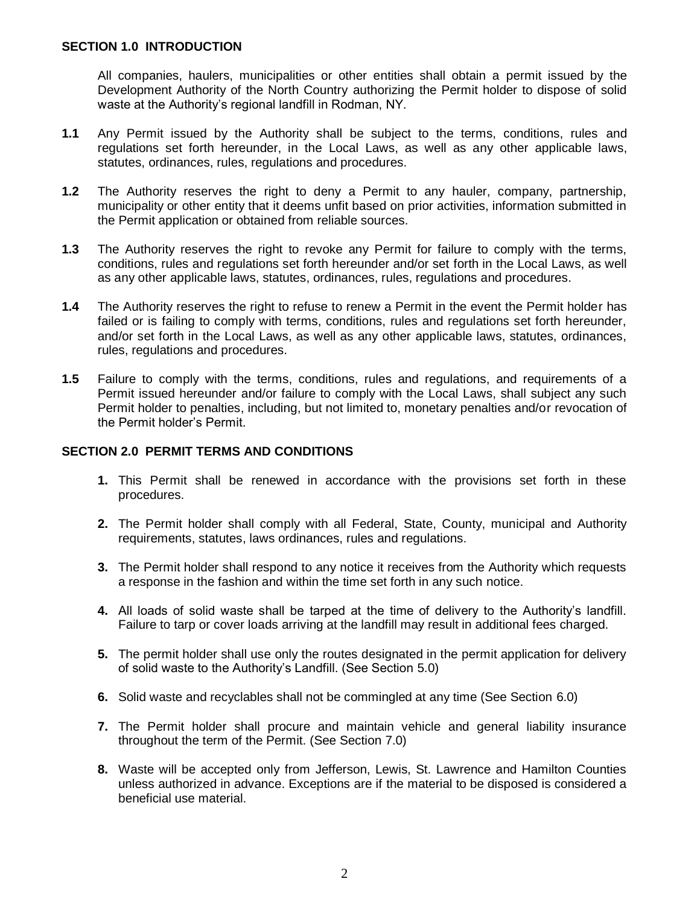## SECTION 1.0 INTRODUCTION

All companies, haulers, municipalities or other entities shall obtain a permit issued by the Development Authority of the North Country authorizing the Permit holder to dispose of solid waste at the Authority's regional landfill in Rodman, NY.

**1.1** Any Permit issued by the Authority shall be subject to the terms, conditions, rules and regulations set forth hereunder, in the Local Laws, as well as any other applicable laws, statutes, ordinances, rules, regulations and procedures.

**1.2** The Authority reserves the right to deny a Permit to any hauler, company, partnership, municipality or other entity that it deems unfit based on prior activities, information submitted in the Permit application or obtained from reliable sources.

**1.3** The Authority reserves the right to revoke any Permit for failure to comply with the terms, conditions, rules and regulations set forth hereunder and/or set forth in the Local Laws, as well as any other applicable laws, statutes, ordinances, rules, regulations and procedures.

**1.4** The Authority reserves the right to refuse to renew a Permit in the event the Permit holder has failed or is failing to comply with terms, conditions, rules and regulations set forth hereunder, and/or set forth in the Local Laws, as well as any other applicable laws, statutes, ordinances, rules, regulations and procedures.

**1.5** Failure to comply with the terms, conditions, rules and regulations, and requirements of a Permit issued hereunder and/or failure to comply with the Local Laws, shall subject any such Permit holder to penalties, including, but not limited to, monetary penalties and/or revocation of the Permit holder's Permit.

## SECTION 2.0 PERMIT TERMS AND CONDITIONS

1. This Permit shall be renewed in accordance with the provisions set forth in these procedures.
2. The Permit holder shall comply with all Federal, State, County, municipal and Authority requirements, statutes, laws ordinances, rules and regulations.
3. The Permit holder shall respond to any notice it receives from the Authority which requests a response in the fashion and within the time set forth in any such notice.
4. All loads of solid waste shall be tarped at the time of delivery to the Authority's landfill. Failure to tarp or cover loads arriving at the landfill may result in additional fees charged.
5. The permit holder shall use only the routes designated in the permit application for delivery of solid waste to the Authority's Landfill. (See Section 5.0)
6. Solid waste and recyclables shall not be commingled at any time (See Section 6.0)
7. The Permit holder shall procure and maintain vehicle and general liability insurance throughout the term of the Permit. (See Section 7.0)
8. Waste will be accepted only from Jefferson, Lewis, St. Lawrence and Hamilton Counties unless authorized in advance. Exceptions are if the material to be disposed is considered a beneficial use material.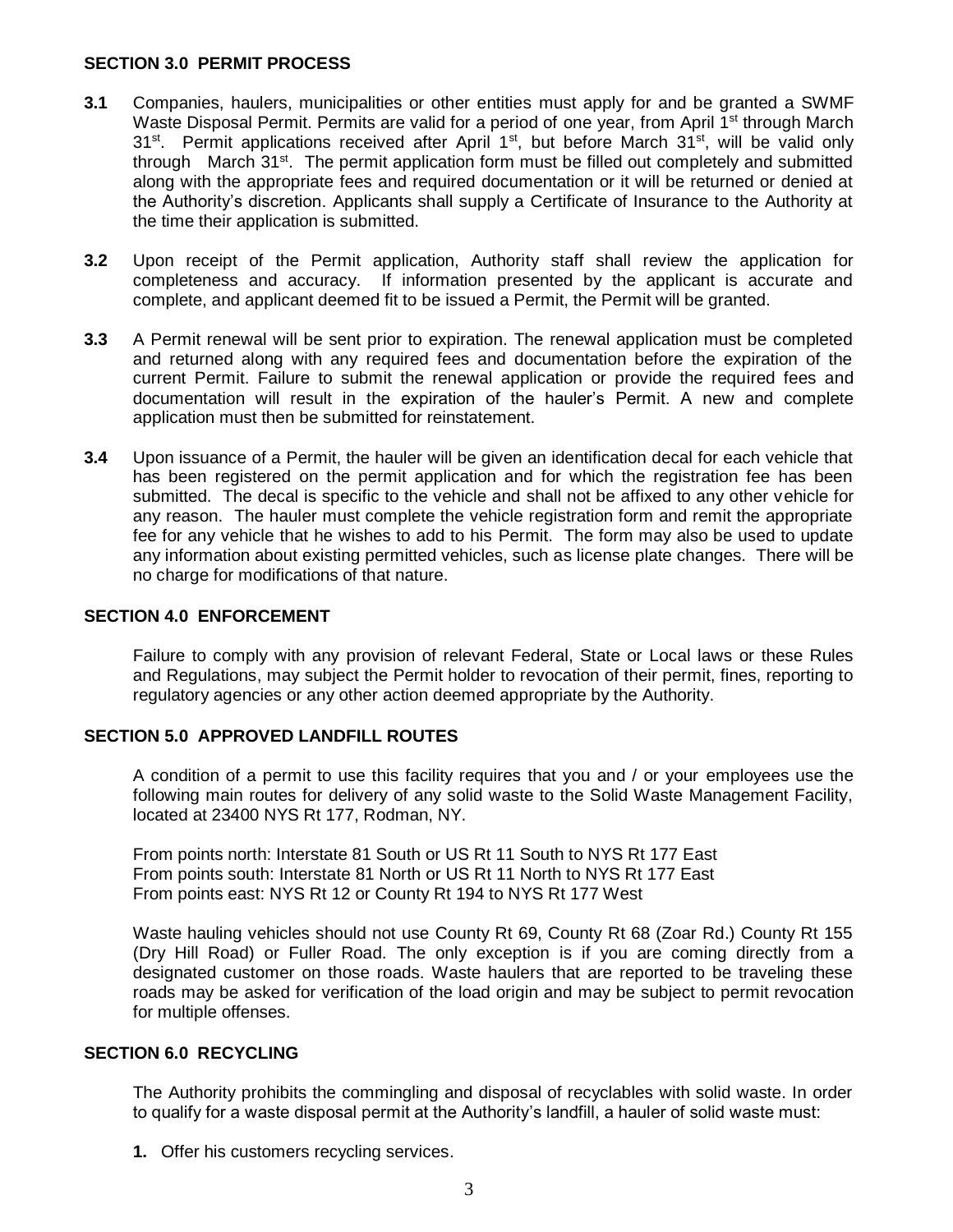## SECTION 3.0 PERMIT PROCESS

**3.1** Companies, haulers, municipalities or other entities must apply for and be granted a SWMF Waste Disposal Permit. Permits are valid for a period of one year, from April 1st through March 31st. Permit applications received after April 1st, but before March 31st, will be valid only through March 31st. The permit application form must be filled out completely and submitted along with the appropriate fees and required documentation or it will be returned or denied at the Authority's discretion. Applicants shall supply a Certificate of Insurance to the Authority at the time their application is submitted.

**3.2** Upon receipt of the Permit application, Authority staff shall review the application for completeness and accuracy. If information presented by the applicant is accurate and complete, and applicant deemed fit to be issued a Permit, the Permit will be granted.

**3.3** A Permit renewal will be sent prior to expiration. The renewal application must be completed and returned along with any required fees and documentation before the expiration of the current Permit. Failure to submit the renewal application or provide the required fees and documentation will result in the expiration of the hauler's Permit. A new and complete application must then be submitted for reinstatement.

**3.4** Upon issuance of a Permit, the hauler will be given an identification decal for each vehicle that has been registered on the permit application and for which the registration fee has been submitted. The decal is specific to the vehicle and shall not be affixed to any other vehicle for any reason. The hauler must complete the vehicle registration form and remit the appropriate fee for any vehicle that he wishes to add to his Permit. The form may also be used to update any information about existing permitted vehicles, such as license plate changes. There will be no charge for modifications of that nature.

## SECTION 4.0 ENFORCEMENT

Failure to comply with any provision of relevant Federal, State or Local laws or these Rules and Regulations, may subject the Permit holder to revocation of their permit, fines, reporting to regulatory agencies or any other action deemed appropriate by the Authority.

## SECTION 5.0 APPROVED LANDFILL ROUTES

A condition of a permit to use this facility requires that you and / or your employees use the following main routes for delivery of any solid waste to the Solid Waste Management Facility, located at 23400 NYS Rt 177, Rodman, NY.

From points north: Interstate 81 South or US Rt 11 South to NYS Rt 177 East
From points south: Interstate 81 North or US Rt 11 North to NYS Rt 177 East
From points east: NYS Rt 12 or County Rt 194 to NYS Rt 177 West

Waste hauling vehicles should not use County Rt 69, County Rt 68 (Zoar Rd.) County Rt 155 (Dry Hill Road) or Fuller Road. The only exception is if you are coming directly from a designated customer on those roads. Waste haulers that are reported to be traveling these roads may be asked for verification of the load origin and may be subject to permit revocation for multiple offenses.

## SECTION 6.0 RECYCLING

The Authority prohibits the commingling and disposal of recyclables with solid waste. In order to qualify for a waste disposal permit at the Authority's landfill, a hauler of solid waste must:

1. Offer his customers recycling services.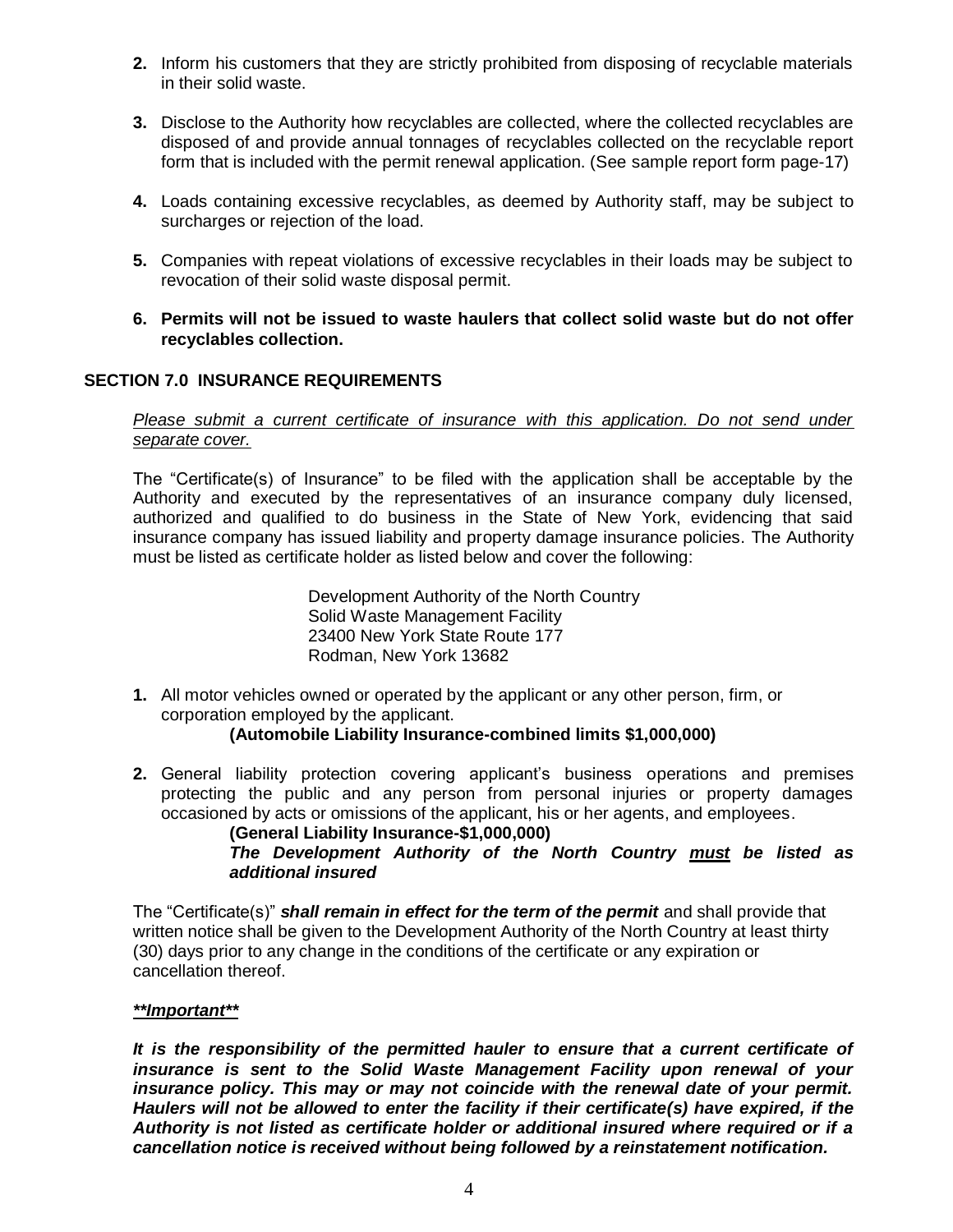2. Inform his customers that they are strictly prohibited from disposing of recyclable materials in their solid waste.

3. Disclose to the Authority how recyclables are collected, where the collected recyclables are disposed of and provide annual tonnages of recyclables collected on the recyclable report form that is included with the permit renewal application. (See sample report form page-17)

4. Loads containing excessive recyclables, as deemed by Authority staff, may be subject to surcharges or rejection of the load.

5. Companies with repeat violations of excessive recyclables in their loads may be subject to revocation of their solid waste disposal permit.

6. **Permits will not be issued to waste haulers that collect solid waste but do not offer recyclables collection.**

## SECTION 7.0 INSURANCE REQUIREMENTS

*Please submit a current certificate of insurance with this application. Do not send under separate cover.*

The "Certificate(s) of Insurance" to be filed with the application shall be acceptable by the Authority and executed by the representatives of an insurance company duly licensed, authorized and qualified to do business in the State of New York, evidencing that said insurance company has issued liability and property damage insurance policies. The Authority must be listed as certificate holder as listed below and cover the following:

Development Authority of the North Country
Solid Waste Management Facility
23400 New York State Route 177
Rodman, New York 13682

1. All motor vehicles owned or operated by the applicant or any other person, firm, or corporation employed by the applicant.
   **(Automobile Liability Insurance-combined limits $1,000,000)**

2. General liability protection covering applicant's business operations and premises protecting the public and any person from personal injuries or property damages occasioned by acts or omissions of the applicant, his or her agents, and employees.
   **(General Liability Insurance-$1,000,000)**
   ***The Development Authority of the North Country must be listed as additional insured***

The "Certificate(s)" ***shall remain in effect for the term of the permit*** and shall provide that written notice shall be given to the Development Authority of the North Country at least thirty (30) days prior to any change in the conditions of the certificate or any expiration or cancellation thereof.

***\*\*Important\*\****

***It is the responsibility of the permitted hauler to ensure that a current certificate of insurance is sent to the Solid Waste Management Facility upon renewal of your insurance policy. This may or may not coincide with the renewal date of your permit. Haulers will not be allowed to enter the facility if their certificate(s) have expired, if the Authority is not listed as certificate holder or additional insured where required or if a cancellation notice is received without being followed by a reinstatement notification.***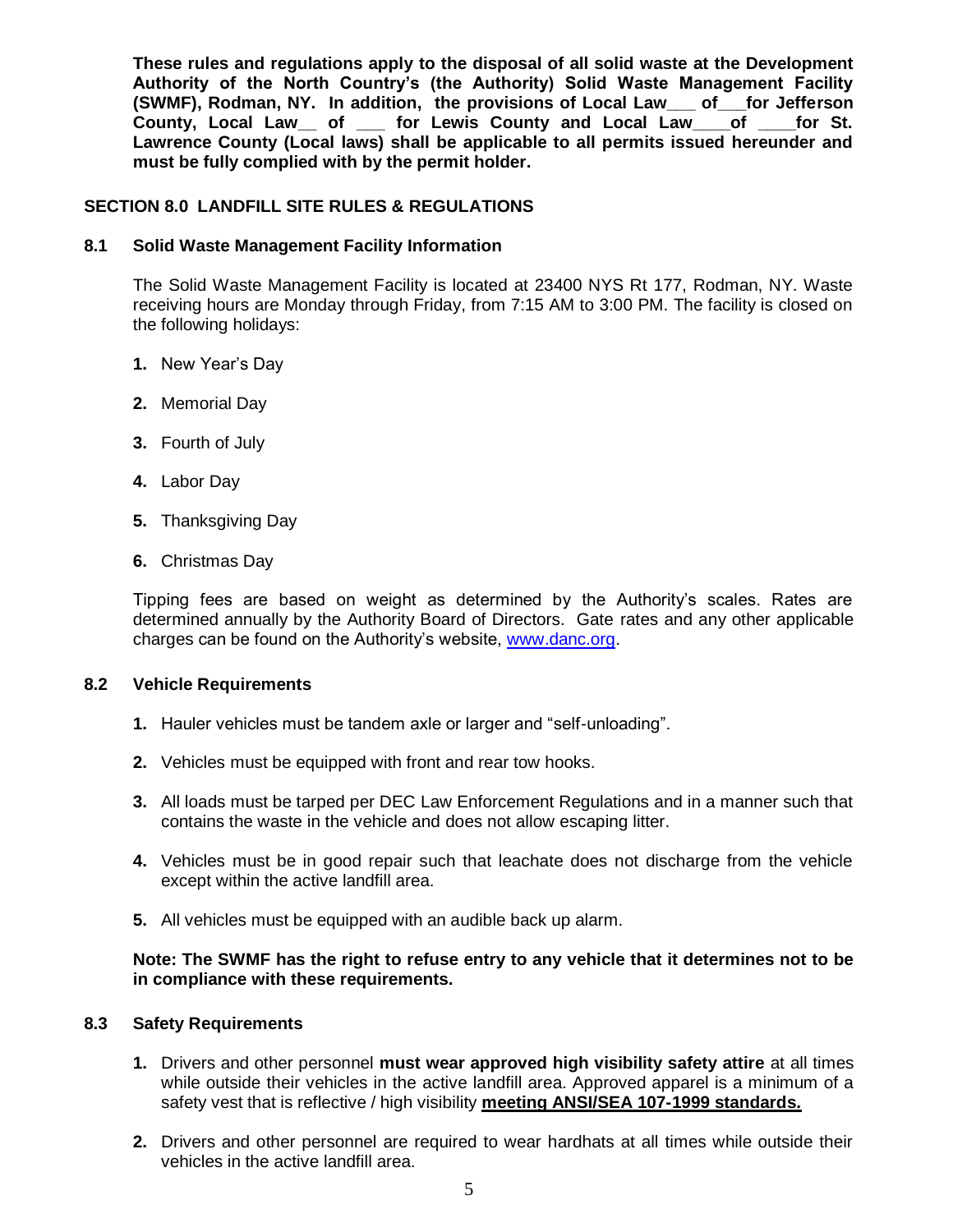**These rules and regulations apply to the disposal of all solid waste at the Development Authority of the North Country's (the Authority) Solid Waste Management Facility (SWMF), Rodman, NY. In addition, the provisions of Local Law___ of___for Jefferson County, Local Law__ of ___ for Lewis County and Local Law____of ____for St. Lawrence County (Local laws) shall be applicable to all permits issued hereunder and must be fully complied with by the permit holder.**

## SECTION 8.0 LANDFILL SITE RULES & REGULATIONS

### 8.1 Solid Waste Management Facility Information

The Solid Waste Management Facility is located at 23400 NYS Rt 177, Rodman, NY. Waste receiving hours are Monday through Friday, from 7:15 AM to 3:00 PM. The facility is closed on the following holidays:

1. New Year's Day
2. Memorial Day
3. Fourth of July
4. Labor Day
5. Thanksgiving Day
6. Christmas Day

Tipping fees are based on weight as determined by the Authority's scales. Rates are determined annually by the Authority Board of Directors. Gate rates and any other applicable charges can be found on the Authority's website, [www.danc.org](http://www.danc.org).

### 8.2 Vehicle Requirements

1. Hauler vehicles must be tandem axle or larger and "self-unloading".
2. Vehicles must be equipped with front and rear tow hooks.
3. All loads must be tarped per DEC Law Enforcement Regulations and in a manner such that contains the waste in the vehicle and does not allow escaping litter.
4. Vehicles must be in good repair such that leachate does not discharge from the vehicle except within the active landfill area.
5. All vehicles must be equipped with an audible back up alarm.

**Note: The SWMF has the right to refuse entry to any vehicle that it determines not to be in compliance with these requirements.**

### 8.3 Safety Requirements

1. Drivers and other personnel **must wear approved high visibility safety attire** at all times while outside their vehicles in the active landfill area. Approved apparel is a minimum of a safety vest that is reflective / high visibility **meeting ANSI/SEA 107-1999 standards.**
2. Drivers and other personnel are required to wear hardhats at all times while outside their vehicles in the active landfill area.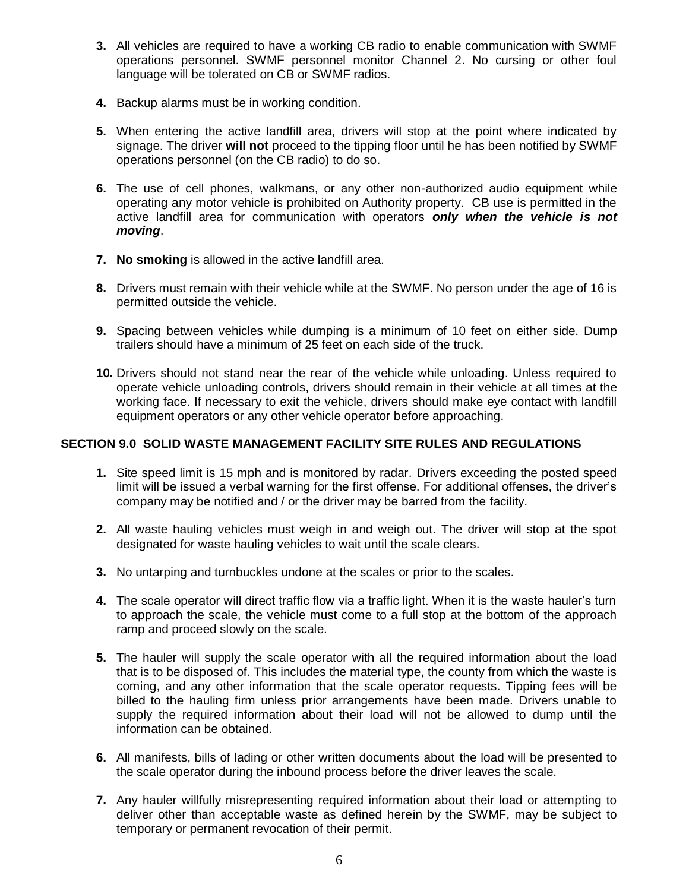3. All vehicles are required to have a working CB radio to enable communication with SWMF operations personnel. SWMF personnel monitor Channel 2. No cursing or other foul language will be tolerated on CB or SWMF radios.

4. Backup alarms must be in working condition.

5. When entering the active landfill area, drivers will stop at the point where indicated by signage. The driver **will not** proceed to the tipping floor until he has been notified by SWMF operations personnel (on the CB radio) to do so.

6. The use of cell phones, walkmans, or any other non-authorized audio equipment while operating any motor vehicle is prohibited on Authority property. CB use is permitted in the active landfill area for communication with operators ***only when the vehicle is not moving***.

7. **No smoking** is allowed in the active landfill area.

8. Drivers must remain with their vehicle while at the SWMF. No person under the age of 16 is permitted outside the vehicle.

9. Spacing between vehicles while dumping is a minimum of 10 feet on either side. Dump trailers should have a minimum of 25 feet on each side of the truck.

10. Drivers should not stand near the rear of the vehicle while unloading. Unless required to operate vehicle unloading controls, drivers should remain in their vehicle at all times at the working face. If necessary to exit the vehicle, drivers should make eye contact with landfill equipment operators or any other vehicle operator before approaching.

## SECTION 9.0 SOLID WASTE MANAGEMENT FACILITY SITE RULES AND REGULATIONS

1. Site speed limit is 15 mph and is monitored by radar. Drivers exceeding the posted speed limit will be issued a verbal warning for the first offense. For additional offenses, the driver's company may be notified and / or the driver may be barred from the facility.

2. All waste hauling vehicles must weigh in and weigh out. The driver will stop at the spot designated for waste hauling vehicles to wait until the scale clears.

3. No untarping and turnbuckles undone at the scales or prior to the scales.

4. The scale operator will direct traffic flow via a traffic light. When it is the waste hauler's turn to approach the scale, the vehicle must come to a full stop at the bottom of the approach ramp and proceed slowly on the scale.

5. The hauler will supply the scale operator with all the required information about the load that is to be disposed of. This includes the material type, the county from which the waste is coming, and any other information that the scale operator requests. Tipping fees will be billed to the hauling firm unless prior arrangements have been made. Drivers unable to supply the required information about their load will not be allowed to dump until the information can be obtained.

6. All manifests, bills of lading or other written documents about the load will be presented to the scale operator during the inbound process before the driver leaves the scale.

7. Any hauler willfully misrepresenting required information about their load or attempting to deliver other than acceptable waste as defined herein by the SWMF, may be subject to temporary or permanent revocation of their permit.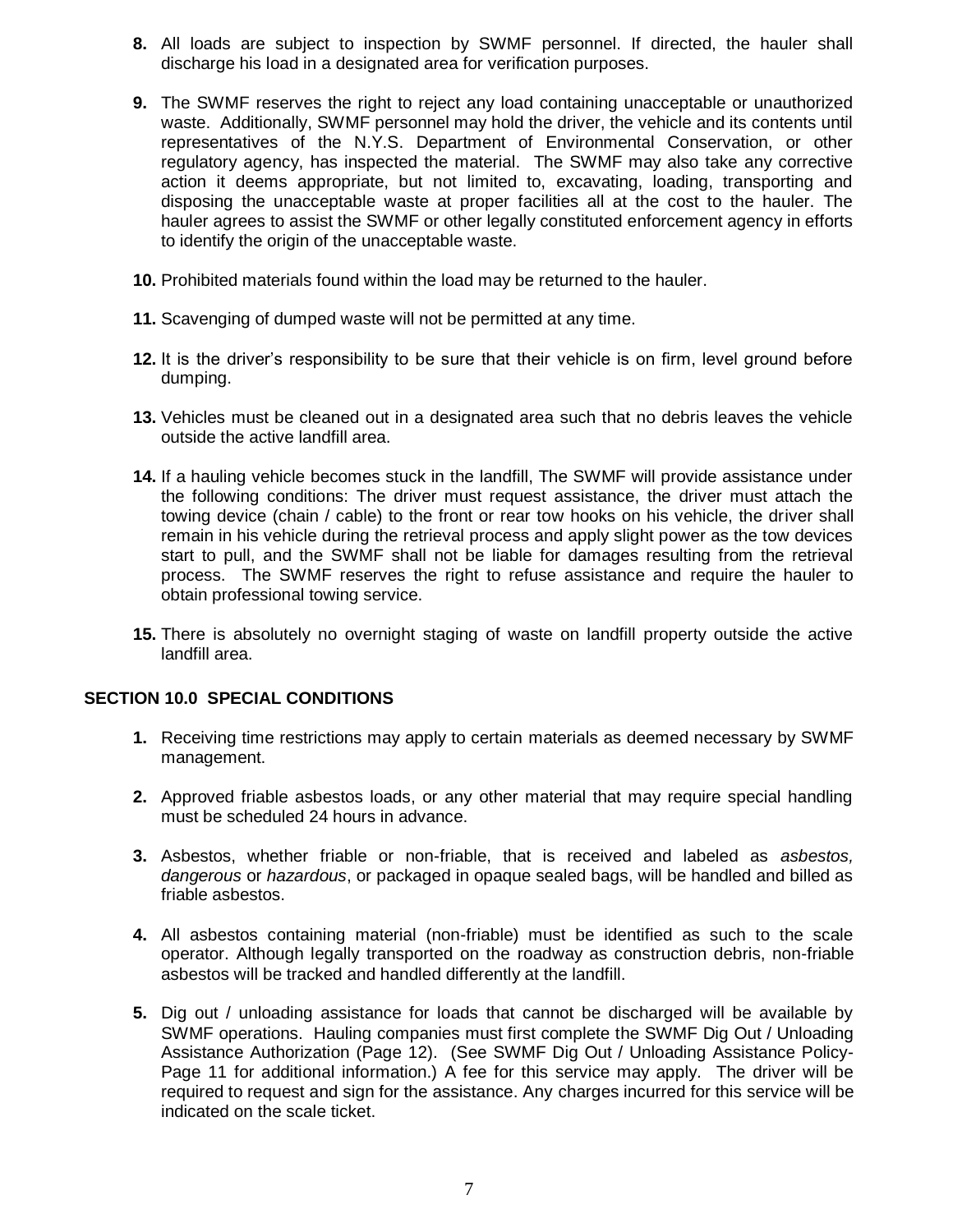**8.** All loads are subject to inspection by SWMF personnel. If directed, the hauler shall discharge his load in a designated area for verification purposes.

**9.** The SWMF reserves the right to reject any load containing unacceptable or unauthorized waste. Additionally, SWMF personnel may hold the driver, the vehicle and its contents until representatives of the N.Y.S. Department of Environmental Conservation, or other regulatory agency, has inspected the material. The SWMF may also take any corrective action it deems appropriate, but not limited to, excavating, loading, transporting and disposing the unacceptable waste at proper facilities all at the cost to the hauler. The hauler agrees to assist the SWMF or other legally constituted enforcement agency in efforts to identify the origin of the unacceptable waste.

**10.** Prohibited materials found within the load may be returned to the hauler.

**11.** Scavenging of dumped waste will not be permitted at any time.

**12.** It is the driver's responsibility to be sure that their vehicle is on firm, level ground before dumping.

**13.** Vehicles must be cleaned out in a designated area such that no debris leaves the vehicle outside the active landfill area.

**14.** If a hauling vehicle becomes stuck in the landfill, The SWMF will provide assistance under the following conditions: The driver must request assistance, the driver must attach the towing device (chain / cable) to the front or rear tow hooks on his vehicle, the driver shall remain in his vehicle during the retrieval process and apply slight power as the tow devices start to pull, and the SWMF shall not be liable for damages resulting from the retrieval process. The SWMF reserves the right to refuse assistance and require the hauler to obtain professional towing service.

**15.** There is absolutely no overnight staging of waste on landfill property outside the active landfill area.

## SECTION 10.0 SPECIAL CONDITIONS

**1.** Receiving time restrictions may apply to certain materials as deemed necessary by SWMF management.

**2.** Approved friable asbestos loads, or any other material that may require special handling must be scheduled 24 hours in advance.

**3.** Asbestos, whether friable or non-friable, that is received and labeled as *asbestos, dangerous* or *hazardous*, or packaged in opaque sealed bags, will be handled and billed as friable asbestos.

**4.** All asbestos containing material (non-friable) must be identified as such to the scale operator. Although legally transported on the roadway as construction debris, non-friable asbestos will be tracked and handled differently at the landfill.

**5.** Dig out / unloading assistance for loads that cannot be discharged will be available by SWMF operations. Hauling companies must first complete the SWMF Dig Out / Unloading Assistance Authorization (Page 12). (See SWMF Dig Out / Unloading Assistance Policy-Page 11 for additional information.) A fee for this service may apply. The driver will be required to request and sign for the assistance. Any charges incurred for this service will be indicated on the scale ticket.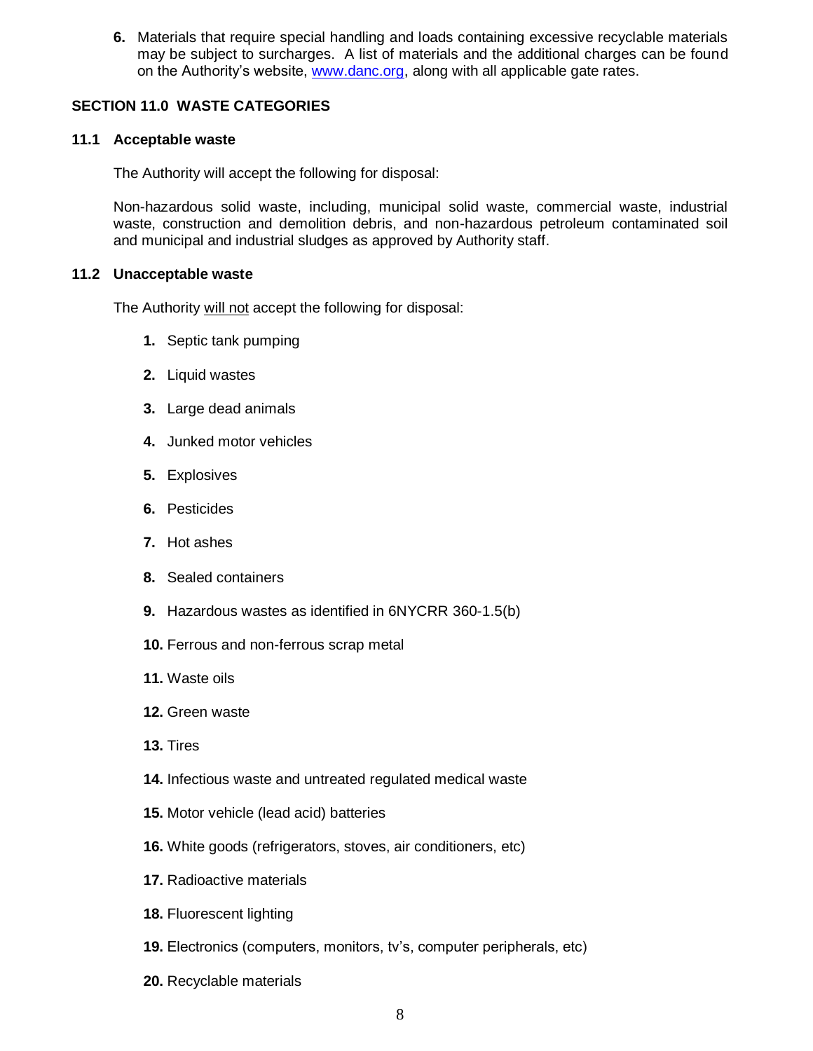6. Materials that require special handling and loads containing excessive recyclable materials may be subject to surcharges. A list of materials and the additional charges can be found on the Authority's website, [www.danc.org](www.danc.org), along with all applicable gate rates.

## SECTION 11.0 WASTE CATEGORIES

### 11.1 Acceptable waste

The Authority will accept the following for disposal:

Non-hazardous solid waste, including, municipal solid waste, commercial waste, industrial waste, construction and demolition debris, and non-hazardous petroleum contaminated soil and municipal and industrial sludges as approved by Authority staff.

### 11.2 Unacceptable waste

The Authority <u>will not</u> accept the following for disposal:

1. Septic tank pumping
2. Liquid wastes
3. Large dead animals
4. Junked motor vehicles
5. Explosives
6. Pesticides
7. Hot ashes
8. Sealed containers
9. Hazardous wastes as identified in 6NYCRR 360-1.5(b)
10. Ferrous and non-ferrous scrap metal
11. Waste oils
12. Green waste
13. Tires
14. Infectious waste and untreated regulated medical waste
15. Motor vehicle (lead acid) batteries
16. White goods (refrigerators, stoves, air conditioners, etc)
17. Radioactive materials
18. Fluorescent lighting
19. Electronics (computers, monitors, tv's, computer peripherals, etc)
20. Recyclable materials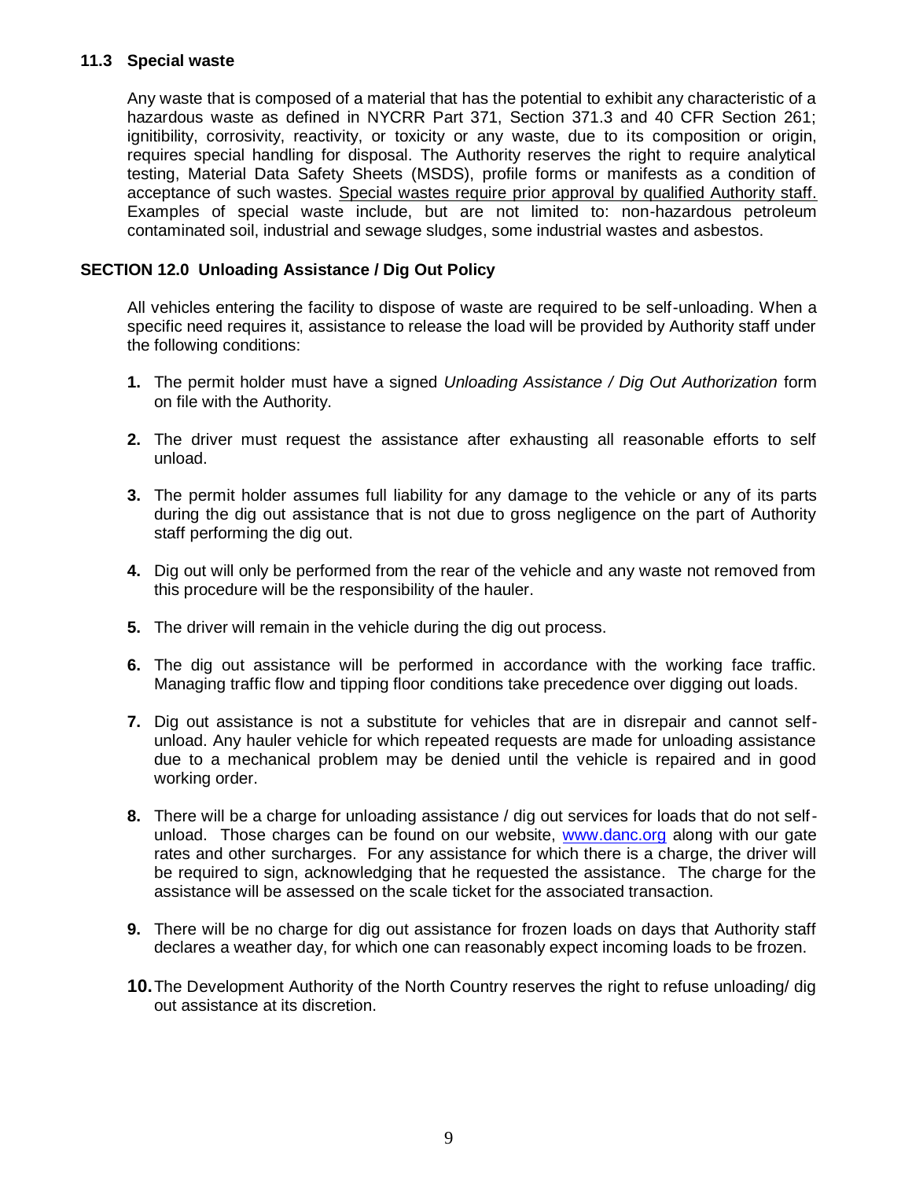### 11.3 Special waste

Any waste that is composed of a material that has the potential to exhibit any characteristic of a hazardous waste as defined in NYCRR Part 371, Section 371.3 and 40 CFR Section 261; ignitibility, corrosivity, reactivity, or toxicity or any waste, due to its composition or origin, requires special handling for disposal. The Authority reserves the right to require analytical testing, Material Data Safety Sheets (MSDS), profile forms or manifests as a condition of acceptance of such wastes. Special wastes require prior approval by qualified Authority staff. Examples of special waste include, but are not limited to: non-hazardous petroleum contaminated soil, industrial and sewage sludges, some industrial wastes and asbestos.

## SECTION 12.0 Unloading Assistance / Dig Out Policy

All vehicles entering the facility to dispose of waste are required to be self-unloading. When a specific need requires it, assistance to release the load will be provided by Authority staff under the following conditions:

1. The permit holder must have a signed *Unloading Assistance / Dig Out Authorization* form on file with the Authority.

2. The driver must request the assistance after exhausting all reasonable efforts to self unload.

3. The permit holder assumes full liability for any damage to the vehicle or any of its parts during the dig out assistance that is not due to gross negligence on the part of Authority staff performing the dig out.

4. Dig out will only be performed from the rear of the vehicle and any waste not removed from this procedure will be the responsibility of the hauler.

5. The driver will remain in the vehicle during the dig out process.

6. The dig out assistance will be performed in accordance with the working face traffic. Managing traffic flow and tipping floor conditions take precedence over digging out loads.

7. Dig out assistance is not a substitute for vehicles that are in disrepair and cannot self-unload. Any hauler vehicle for which repeated requests are made for unloading assistance due to a mechanical problem may be denied until the vehicle is repaired and in good working order.

8. There will be a charge for unloading assistance / dig out services for loads that do not self-unload. Those charges can be found on our website, www.danc.org along with our gate rates and other surcharges. For any assistance for which there is a charge, the driver will be required to sign, acknowledging that he requested the assistance. The charge for the assistance will be assessed on the scale ticket for the associated transaction.

9. There will be no charge for dig out assistance for frozen loads on days that Authority staff declares a weather day, for which one can reasonably expect incoming loads to be frozen.

10. The Development Authority of the North Country reserves the right to refuse unloading/ dig out assistance at its discretion.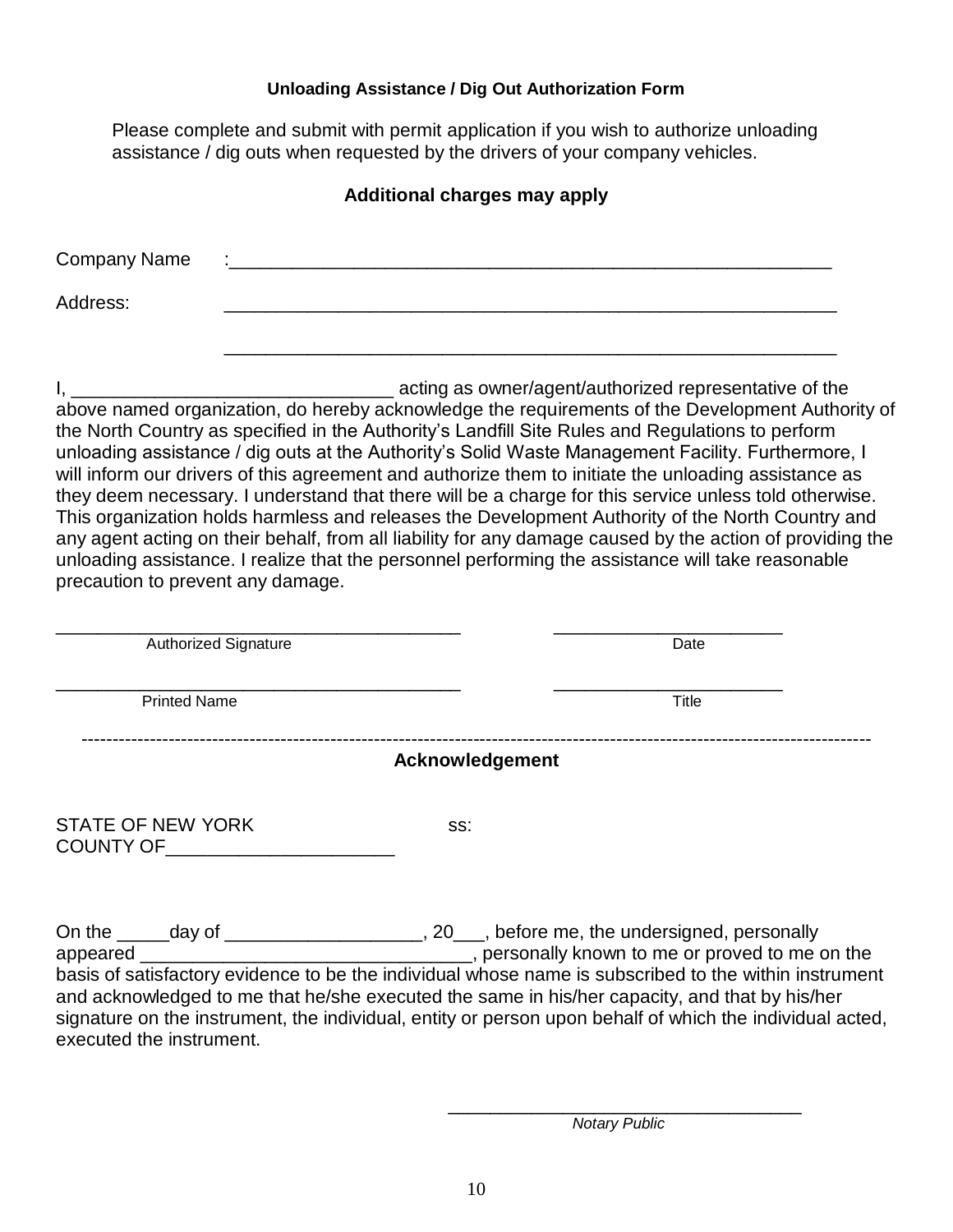**Unloading Assistance / Dig Out Authorization Form**

Please complete and submit with permit application if you wish to authorize unloading assistance / dig outs when requested by the drivers of your company vehicles.

**Additional charges may apply**

Company Name :_______________________________________________________________

Address: _______________________________________________________________

_______________________________________________________________

I, _______________________________ acting as owner/agent/authorized representative of the above named organization, do hereby acknowledge the requirements of the Development Authority of the North Country as specified in the Authority's Landfill Site Rules and Regulations to perform unloading assistance / dig outs at the Authority's Solid Waste Management Facility. Furthermore, I will inform our drivers of this agreement and authorize them to initiate the unloading assistance as they deem necessary. I understand that there will be a charge for this service unless told otherwise. This organization holds harmless and releases the Development Authority of the North Country and any agent acting on their behalf, from all liability for any damage caused by the action of providing the unloading assistance. I realize that the personnel performing the assistance will take reasonable precaution to prevent any damage.

_________________________________________ _______________________

Authorized Signature Date

_________________________________________ _______________________

Printed Name Title

---

**Acknowledgement**

STATE OF NEW YORK ss:
COUNTY OF_____________________

On the _____day of ___________________, 20___, before me, the undersigned, personally appeared ________________________________, personally known to me or proved to me on the basis of satisfactory evidence to be the individual whose name is subscribed to the within instrument and acknowledged to me that he/she executed the same in his/her capacity, and that by his/her signature on the instrument, the individual, entity or person upon behalf of which the individual acted, executed the instrument.

___________________________________

*Notary Public*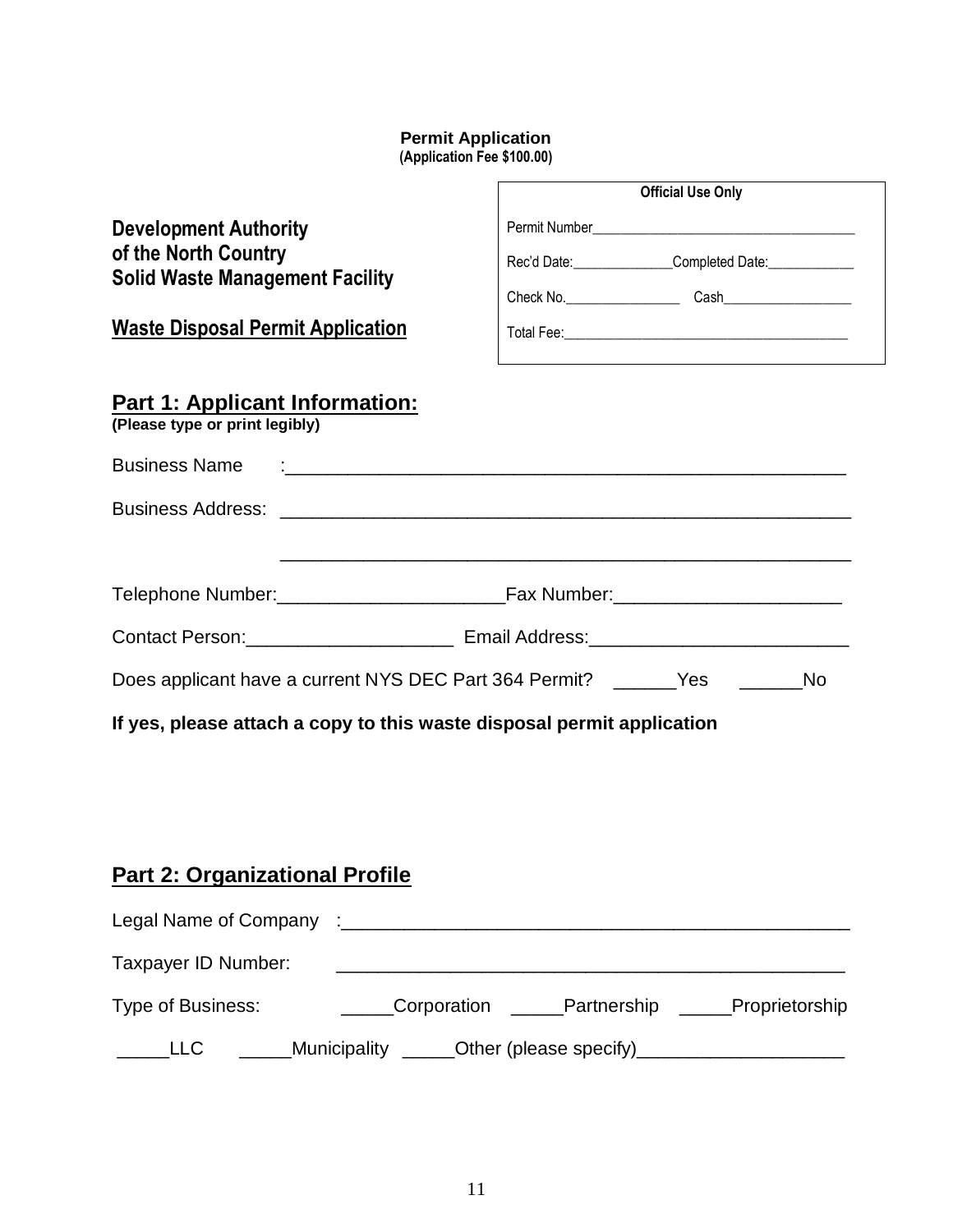**Permit Application**
**(Application Fee $100.00)**

| Official Use Only |
|---|
| Permit Number______________________________________ |
| Rec'd Date:______________Completed Date:____________ |
| Check No.________________ Cash__________________ |
| Total Fee:________________________________________ |

**Development Authority**
**of the North Country**
**Solid Waste Management Facility**

**Waste Disposal Permit Application**

## Part 1: Applicant Information:

**(Please type or print legibly)**

Business Name :_______________________________________________________

Business Address: _______________________________________________________

_______________________________________________________

Telephone Number:_____________________Fax Number:_____________________

Contact Person:____________________ Email Address:________________________

Does applicant have a current NYS DEC Part 364 Permit? ______Yes ______No

**If yes, please attach a copy to this waste disposal permit application**

## Part 2: Organizational Profile

Legal Name of Company :_______________________________________________

Taxpayer ID Number: _______________________________________________

Type of Business: _____Corporation _____Partnership _____Proprietorship

_____LLC _____Municipality _____Other (please specify)____________________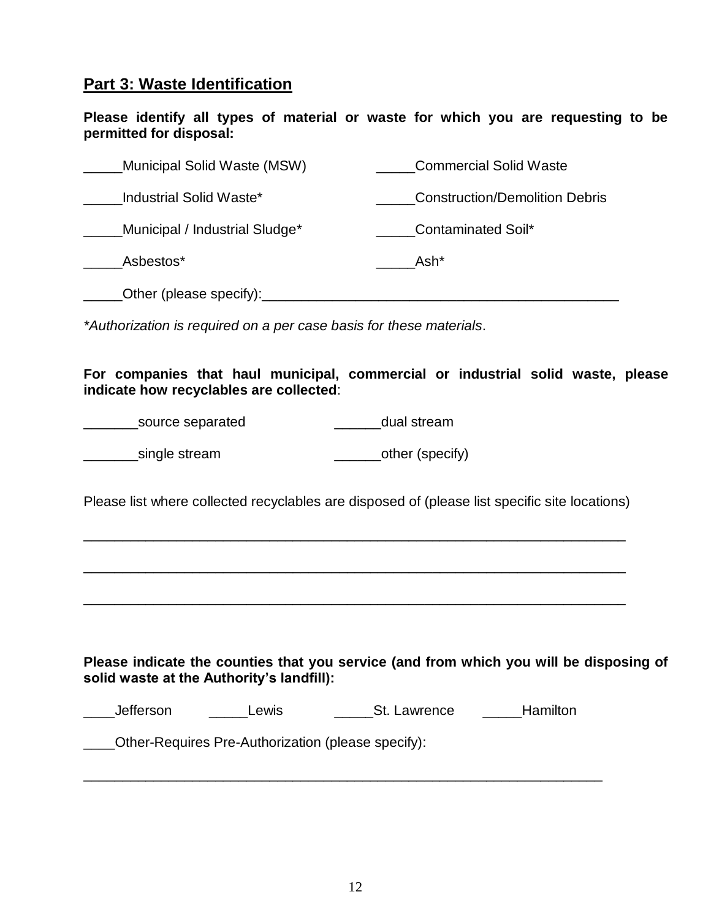## Part 3: Waste Identification

**Please identify all types of material or waste for which you are requesting to be permitted for disposal:**

_____Municipal Solid Waste (MSW) _____Commercial Solid Waste

_____Industrial Solid Waste* _____Construction/Demolition Debris

_____Municipal / Industrial Sludge* _____Contaminated Soil*

_____Asbestos* _____Ash*

_____Other (please specify):_______________________________________________

*\*Authorization is required on a per case basis for these materials*.

**For companies that haul municipal, commercial or industrial solid waste, please indicate how recyclables are collected**:

_______source separated ______dual stream

_______single stream ______other (specify)

Please list where collected recyclables are disposed of (please list specific site locations)

_____________________________________________________________________

_____________________________________________________________________

_____________________________________________________________________

**Please indicate the counties that you service (and from which you will be disposing of solid waste at the Authority's landfill):**

____Jefferson _____Lewis _____St. Lawrence _____Hamilton

____Other-Requires Pre-Authorization (please specify):

_____________________________________________________________________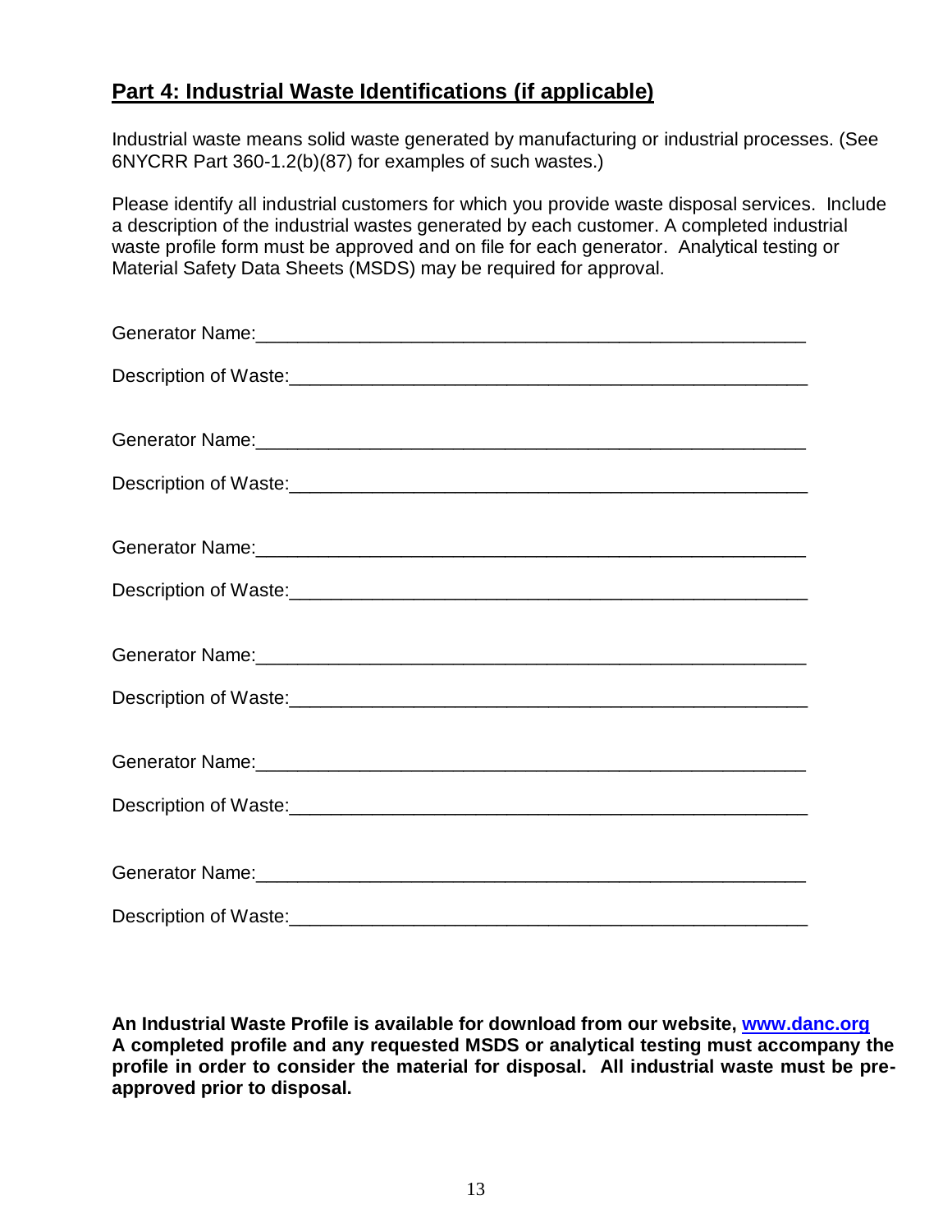## Part 4: Industrial Waste Identifications (if applicable)

Industrial waste means solid waste generated by manufacturing or industrial processes. (See 6NYCRR Part 360-1.2(b)(87) for examples of such wastes.)

Please identify all industrial customers for which you provide waste disposal services. Include a description of the industrial wastes generated by each customer. A completed industrial waste profile form must be approved and on file for each generator. Analytical testing or Material Safety Data Sheets (MSDS) may be required for approval.

Generator Name:_______________________________________________________

Description of Waste:___________________________________________________

Generator Name:_______________________________________________________

Description of Waste:___________________________________________________

Generator Name:_______________________________________________________

Description of Waste:___________________________________________________

Generator Name:_______________________________________________________

Description of Waste:___________________________________________________

Generator Name:_______________________________________________________

Description of Waste:___________________________________________________

Generator Name:_______________________________________________________

Description of Waste:___________________________________________________

**An Industrial Waste Profile is available for download from our website, www.danc.org A completed profile and any requested MSDS or analytical testing must accompany the profile in order to consider the material for disposal. All industrial waste must be pre-approved prior to disposal.**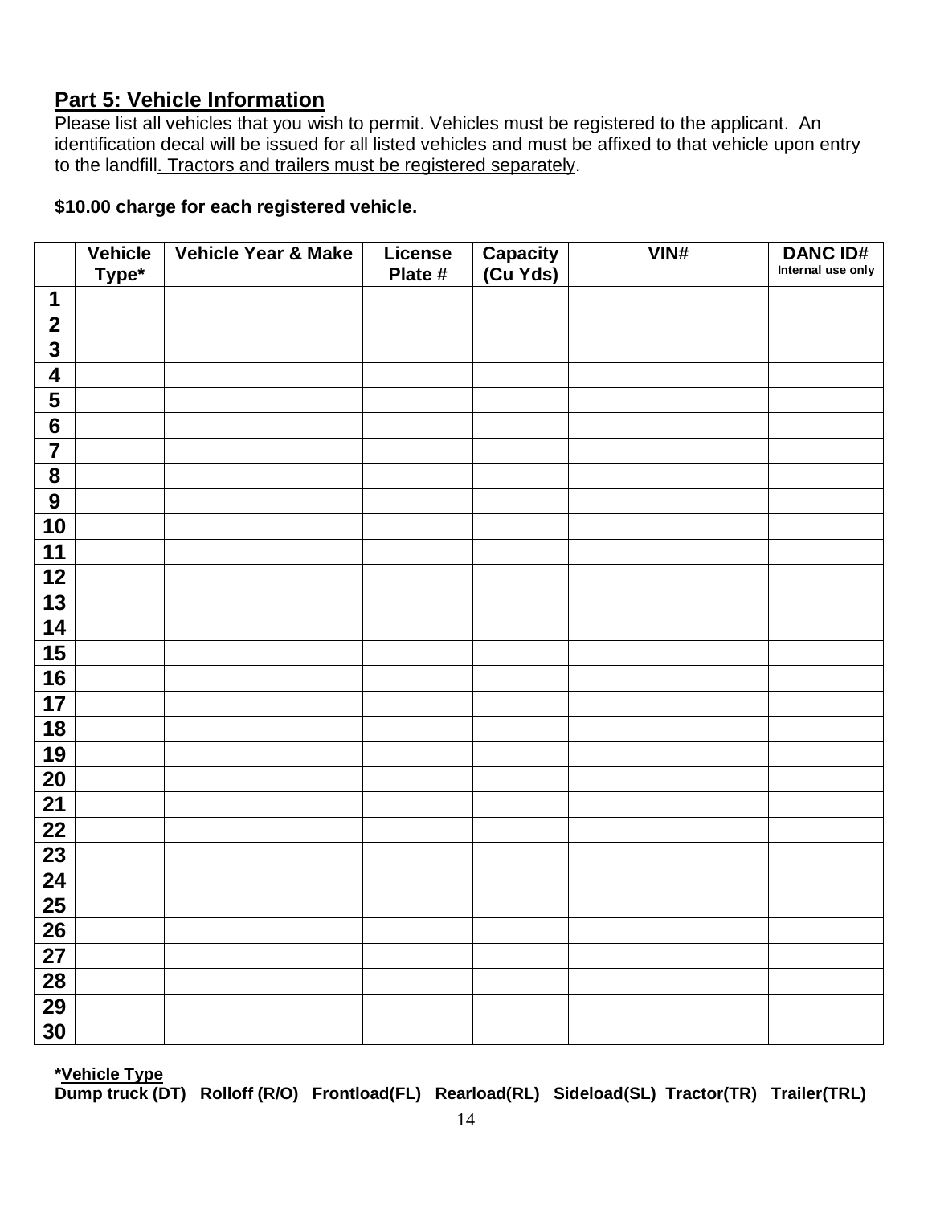## Part 5: Vehicle Information

Please list all vehicles that you wish to permit. Vehicles must be registered to the applicant. An identification decal will be issued for all listed vehicles and must be affixed to that vehicle upon entry to the landfill. Tractors and trailers must be registered separately.

**$10.00 charge for each registered vehicle.**

| | Vehicle Type* | Vehicle Year & Make | License Plate # | Capacity (Cu Yds) | VIN# | DANC ID# Internal use only |
|---|---|---|---|---|---|---|
| 1 | | | | | | |
| 2 | | | | | | |
| 3 | | | | | | |
| 4 | | | | | | |
| 5 | | | | | | |
| 6 | | | | | | |
| 7 | | | | | | |
| 8 | | | | | | |
| 9 | | | | | | |
| 10 | | | | | | |
| 11 | | | | | | |
| 12 | | | | | | |
| 13 | | | | | | |
| 14 | | | | | | |
| 15 | | | | | | |
| 16 | | | | | | |
| 17 | | | | | | |
| 18 | | | | | | |
| 19 | | | | | | |
| 20 | | | | | | |
| 21 | | | | | | |
| 22 | | | | | | |
| 23 | | | | | | |
| 24 | | | | | | |
| 25 | | | | | | |
| 26 | | | | | | |
| 27 | | | | | | |
| 28 | | | | | | |
| 29 | | | | | | |
| 30 | | | | | | |

**\*Vehicle Type**
**Dump truck (DT) Rolloff (R/O) Frontload(FL) Rearload(RL) Sideload(SL) Tractor(TR) Trailer(TRL)**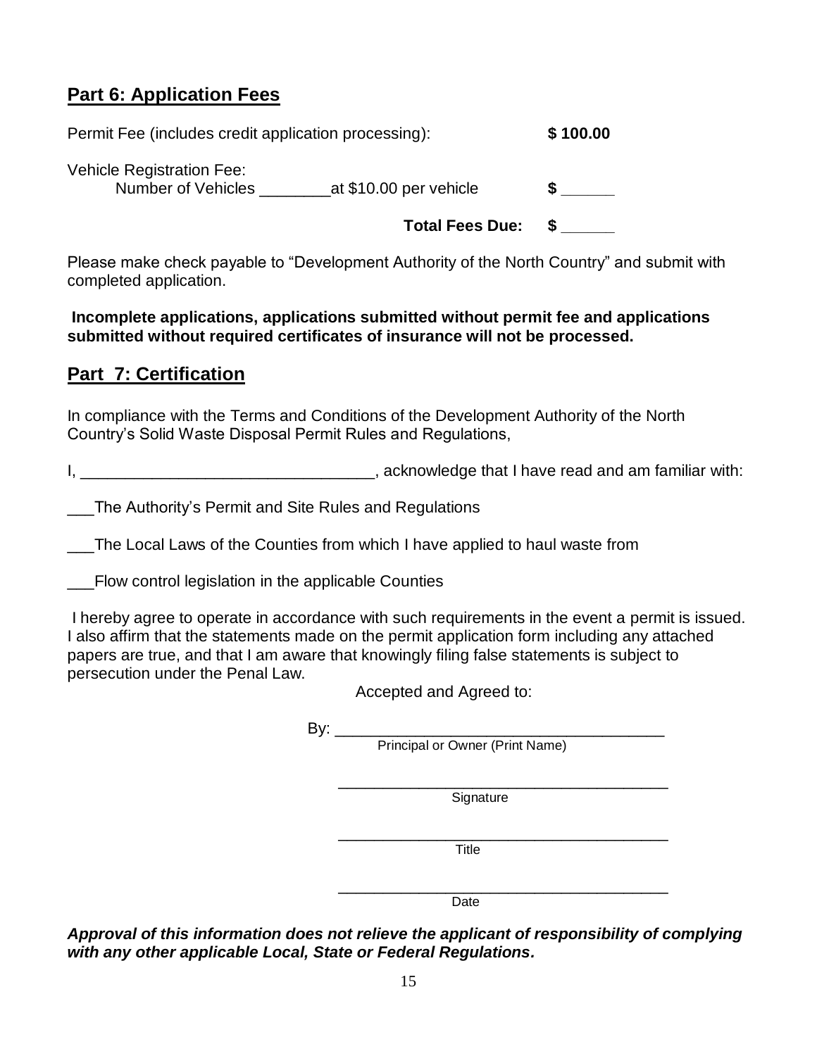## Part 6: Application Fees

Permit Fee (includes credit application processing): **$ 100.00**

Vehicle Registration Fee:
Number of Vehicles ________at $10.00 per vehicle **$ ______**

**Total Fees Due: $ ______**

Please make check payable to “Development Authority of the North Country” and submit with completed application.

**Incomplete applications, applications submitted without permit fee and applications submitted without required certificates of insurance will not be processed.**

## Part 7: Certification

In compliance with the Terms and Conditions of the Development Authority of the North Country’s Solid Waste Disposal Permit Rules and Regulations,

I, _________________________________, acknowledge that I have read and am familiar with:

___The Authority’s Permit and Site Rules and Regulations

___The Local Laws of the Counties from which I have applied to haul waste from

___Flow control legislation in the applicable Counties

I hereby agree to operate in accordance with such requirements in the event a permit is issued. I also affirm that the statements made on the permit application form including any attached papers are true, and that I am aware that knowingly filing false statements is subject to persecution under the Penal Law.

Accepted and Agreed to:

By: _____________________________________
Principal or Owner (Print Name)

_____________________________________
Signature

_____________________________________
Title

_____________________________________
Date

***Approval of this information does not relieve the applicant of responsibility of complying with any other applicable Local, State or Federal Regulations.***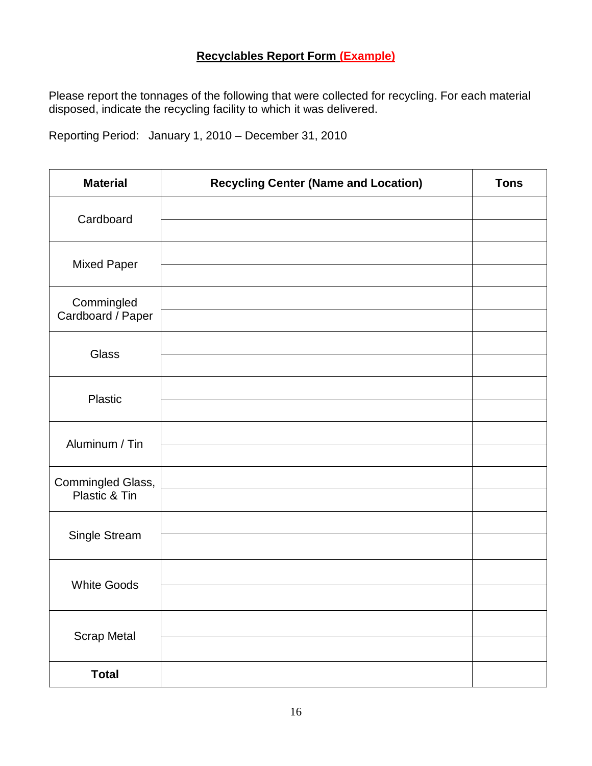**Recyclables Report Form (Example)**

Please report the tonnages of the following that were collected for recycling. For each material disposed, indicate the recycling facility to which it was delivered.

Reporting Period: January 1, 2010 – December 31, 2010

| Material | Recycling Center (Name and Location) | Tons |
|---|---|---|
| Cardboard | | |
| | | |
| Mixed Paper | | |
| | | |
| Commingled Cardboard / Paper | | |
| | | |
| Glass | | |
| | | |
| Plastic | | |
| | | |
| Aluminum / Tin | | |
| | | |
| Commingled Glass, Plastic & Tin | | |
| | | |
| Single Stream | | |
| | | |
| White Goods | | |
| | | |
| Scrap Metal | | |
| | | |
| **Total** | | |